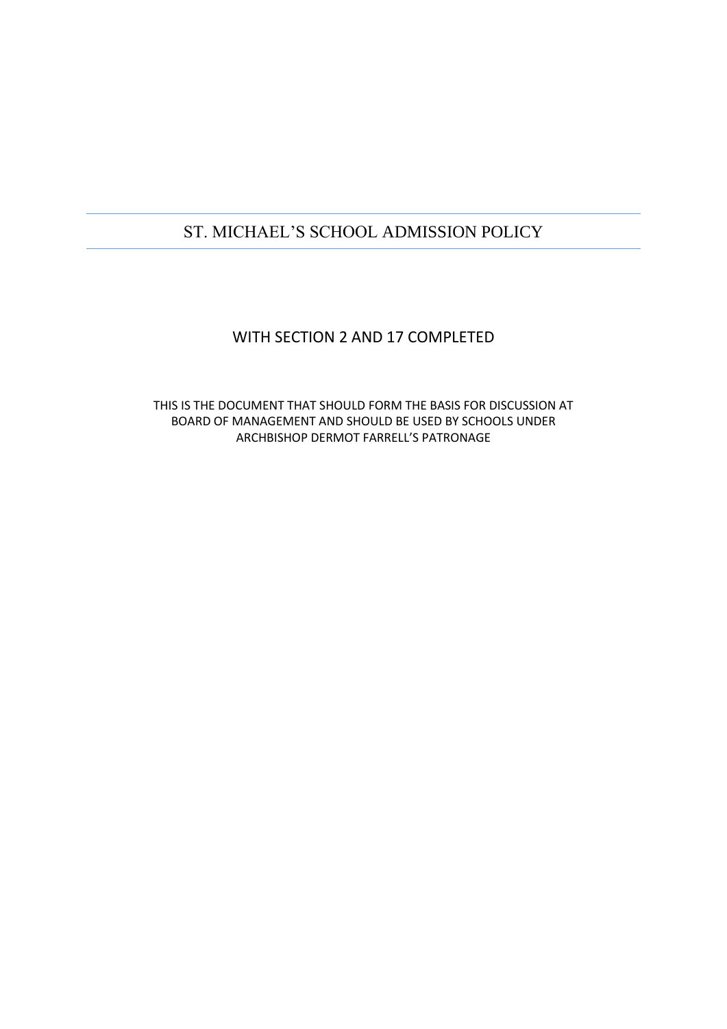# ST. MICHAEL'S SCHOOL ADMISSION POLICY

## WITH SECTION 2 AND 17 COMPLETED

THIS IS THE DOCUMENT THAT SHOULD FORM THE BASIS FOR DISCUSSION AT BOARD OF MANAGEMENT AND SHOULD BE USED BY SCHOOLS UNDER ARCHBISHOP DERMOT FARRELL'S PATRONAGE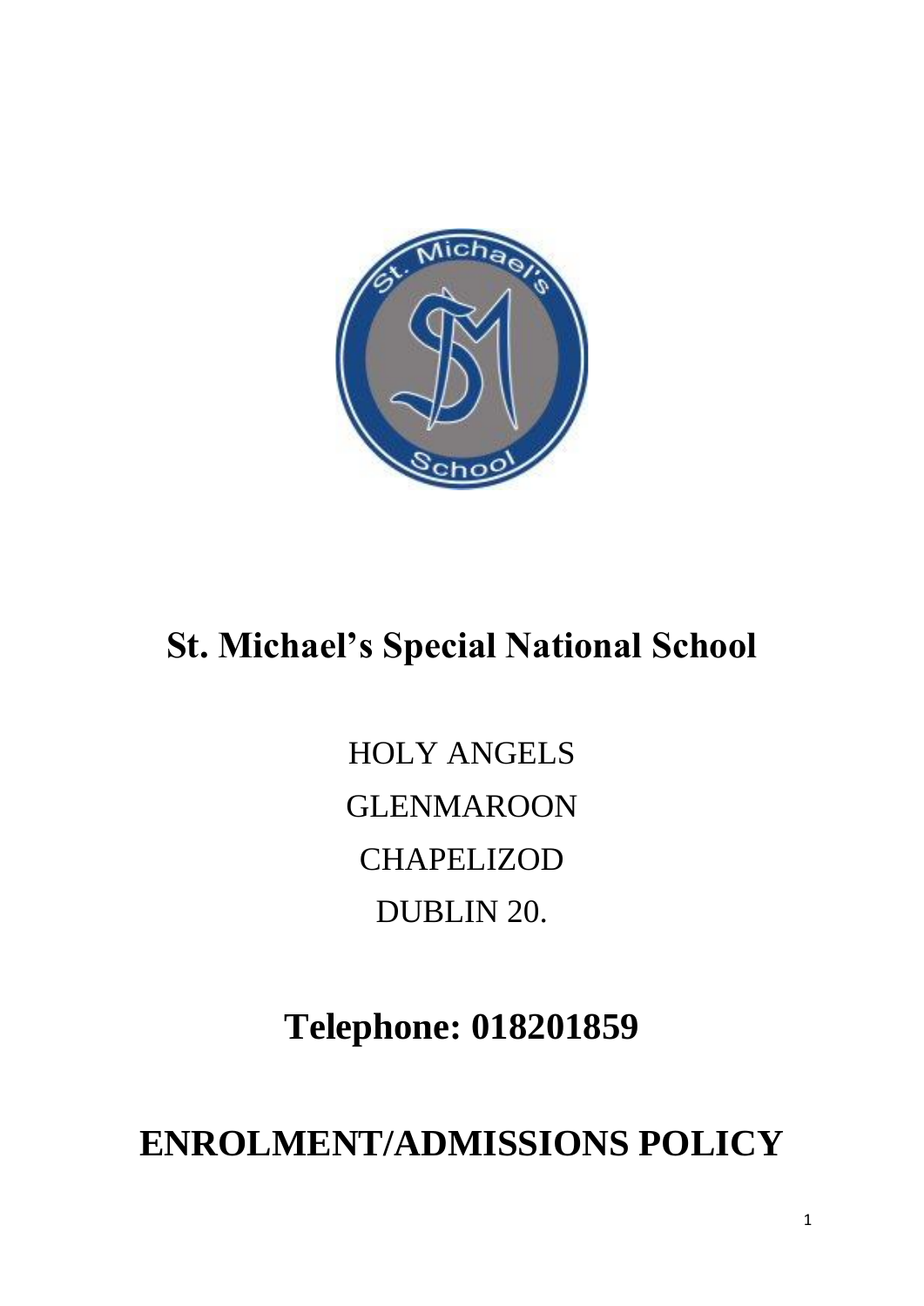# St. Michael's Special National School

HOLY ANGELS

GLENMAROON

CHAPELIZOD

DUBLIN 20.

## Telephone: 018201859

# ENROLMENT/ADMISSIONS POLICY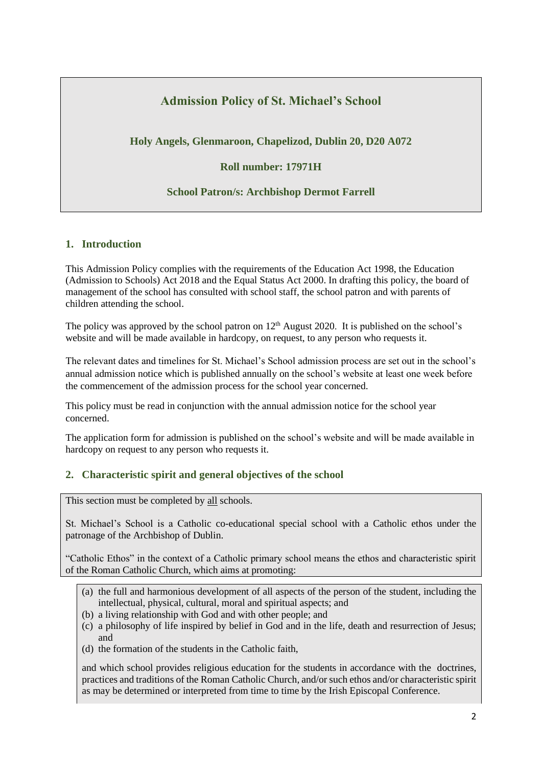# Admission Policy of St. Michael's School

**Holy Angels, Glenmaroon, Chapelizod, Dublin 20, D20 A072**

**Roll number: 17971H**

**School Patron/s: Archbishop Dermot Farrell**

## 1. Introduction

This Admission Policy complies with the requirements of the Education Act 1998, the Education (Admission to Schools) Act 2018 and the Equal Status Act 2000. In drafting this policy, the board of management of the school has consulted with school staff, the school patron and with parents of children attending the school.

The policy was approved by the school patron on 12th August 2020. It is published on the school's website and will be made available in hardcopy, on request, to any person who requests it.

The relevant dates and timelines for St. Michael's School admission process are set out in the school's annual admission notice which is published annually on the school's website at least one week before the commencement of the admission process for the school year concerned.

This policy must be read in conjunction with the annual admission notice for the school year concerned.

The application form for admission is published on the school's website and will be made available in hardcopy on request to any person who requests it.

## 2. Characteristic spirit and general objectives of the school

This section must be completed by all schools.

St. Michael's School is a Catholic co-educational special school with a Catholic ethos under the patronage of the Archbishop of Dublin.

"Catholic Ethos" in the context of a Catholic primary school means the ethos and characteristic spirit of the Roman Catholic Church, which aims at promoting:

(a) the full and harmonious development of all aspects of the person of the student, including the intellectual, physical, cultural, moral and spiritual aspects; and
(b) a living relationship with God and with other people; and
(c) a philosophy of life inspired by belief in God and in the life, death and resurrection of Jesus; and
(d) the formation of the students in the Catholic faith,

and which school provides religious education for the students in accordance with the doctrines, practices and traditions of the Roman Catholic Church, and/or such ethos and/or characteristic spirit as may be determined or interpreted from time to time by the Irish Episcopal Conference.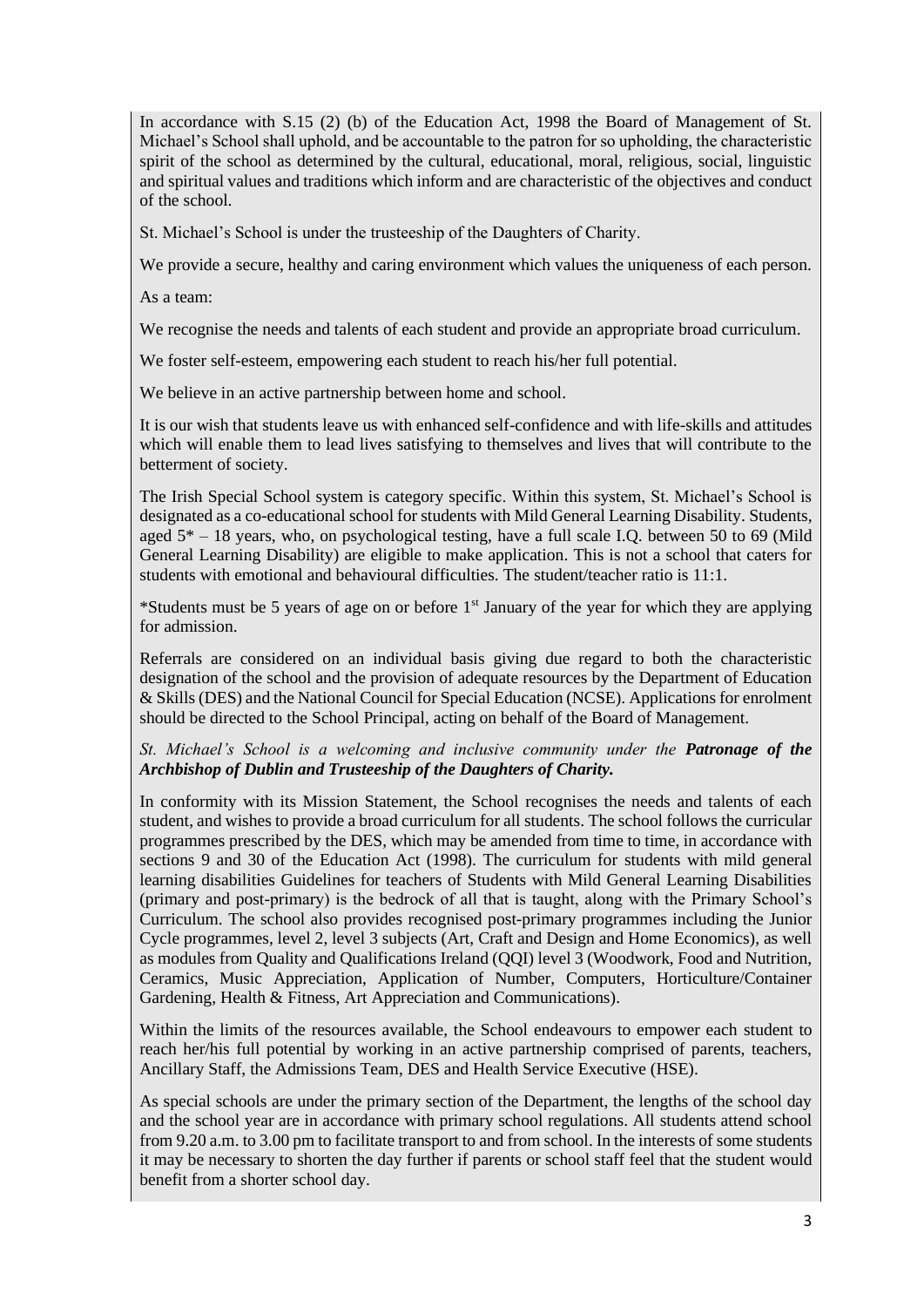In accordance with S.15 (2) (b) of the Education Act, 1998 the Board of Management of St. Michael's School shall uphold, and be accountable to the patron for so upholding, the characteristic spirit of the school as determined by the cultural, educational, moral, religious, social, linguistic and spiritual values and traditions which inform and are characteristic of the objectives and conduct of the school.

St. Michael's School is under the trusteeship of the Daughters of Charity.

We provide a secure, healthy and caring environment which values the uniqueness of each person.

As a team:

We recognise the needs and talents of each student and provide an appropriate broad curriculum.

We foster self-esteem, empowering each student to reach his/her full potential.

We believe in an active partnership between home and school.

It is our wish that students leave us with enhanced self-confidence and with life-skills and attitudes which will enable them to lead lives satisfying to themselves and lives that will contribute to the betterment of society.

The Irish Special School system is category specific. Within this system, St. Michael's School is designated as a co-educational school for students with Mild General Learning Disability. Students, aged 5* – 18 years, who, on psychological testing, have a full scale I.Q. between 50 to 69 (Mild General Learning Disability) are eligible to make application. This is not a school that caters for students with emotional and behavioural difficulties. The student/teacher ratio is 11:1.

*Students must be 5 years of age on or before 1st January of the year for which they are applying for admission.

Referrals are considered on an individual basis giving due regard to both the characteristic designation of the school and the provision of adequate resources by the Department of Education & Skills (DES) and the National Council for Special Education (NCSE). Applications for enrolment should be directed to the School Principal, acting on behalf of the Board of Management.

*St. Michael's School is a welcoming and inclusive community under the **Patronage of the Archbishop of Dublin and Trusteeship of the Daughters of Charity.***

In conformity with its Mission Statement, the School recognises the needs and talents of each student, and wishes to provide a broad curriculum for all students. The school follows the curricular programmes prescribed by the DES, which may be amended from time to time, in accordance with sections 9 and 30 of the Education Act (1998). The curriculum for students with mild general learning disabilities Guidelines for teachers of Students with Mild General Learning Disabilities (primary and post-primary) is the bedrock of all that is taught, along with the Primary School's Curriculum. The school also provides recognised post-primary programmes including the Junior Cycle programmes, level 2, level 3 subjects (Art, Craft and Design and Home Economics), as well as modules from Quality and Qualifications Ireland (QQI) level 3 (Woodwork, Food and Nutrition, Ceramics, Music Appreciation, Application of Number, Computers, Horticulture/Container Gardening, Health & Fitness, Art Appreciation and Communications).

Within the limits of the resources available, the School endeavours to empower each student to reach her/his full potential by working in an active partnership comprised of parents, teachers, Ancillary Staff, the Admissions Team, DES and Health Service Executive (HSE).

As special schools are under the primary section of the Department, the lengths of the school day and the school year are in accordance with primary school regulations. All students attend school from 9.20 a.m. to 3.00 pm to facilitate transport to and from school. In the interests of some students it may be necessary to shorten the day further if parents or school staff feel that the student would benefit from a shorter school day.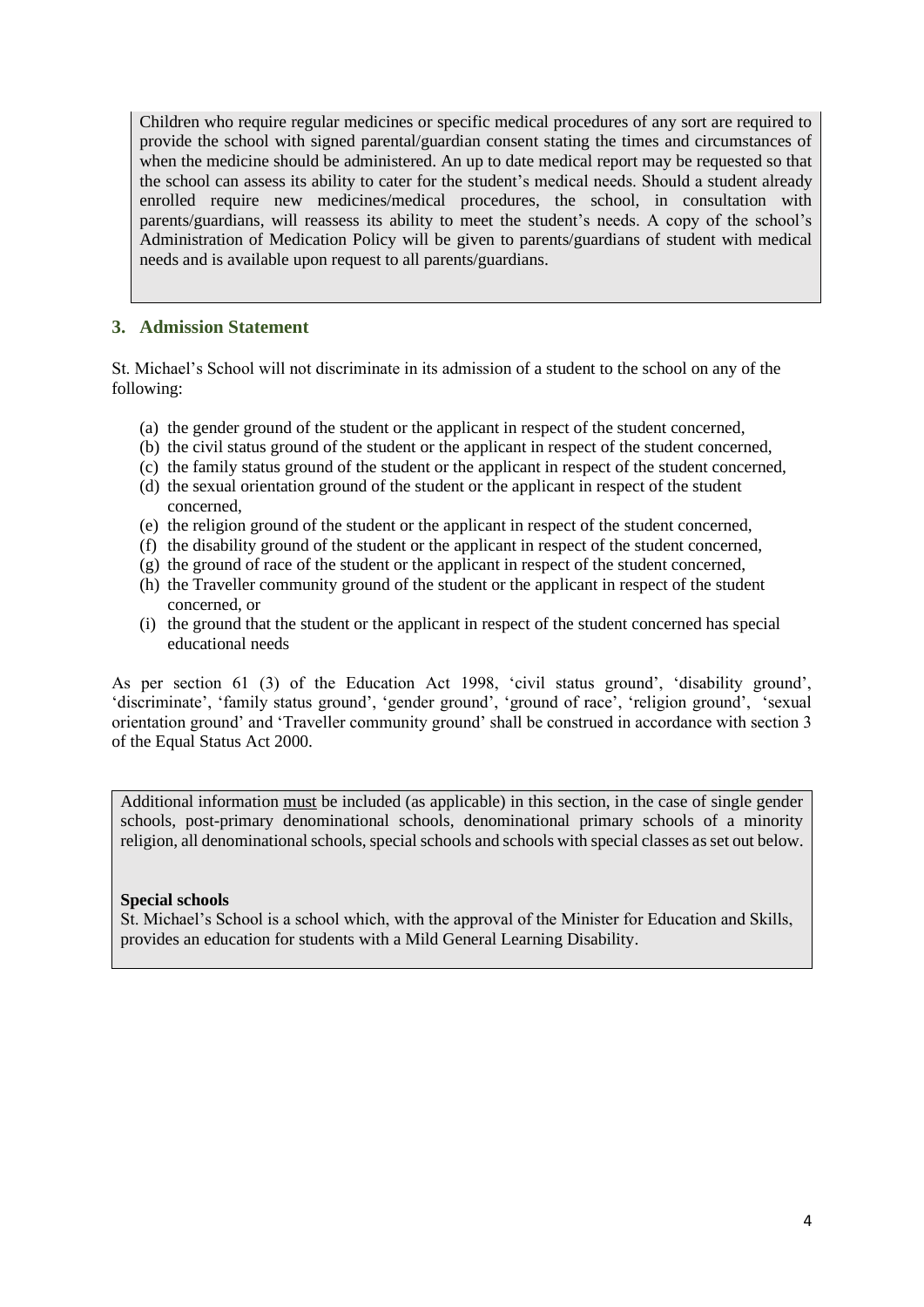Children who require regular medicines or specific medical procedures of any sort are required to provide the school with signed parental/guardian consent stating the times and circumstances of when the medicine should be administered. An up to date medical report may be requested so that the school can assess its ability to cater for the student's medical needs. Should a student already enrolled require new medicines/medical procedures, the school, in consultation with parents/guardians, will reassess its ability to meet the student's needs. A copy of the school's Administration of Medication Policy will be given to parents/guardians of student with medical needs and is available upon request to all parents/guardians.

## 3. Admission Statement

St. Michael's School will not discriminate in its admission of a student to the school on any of the following:

(a) the gender ground of the student or the applicant in respect of the student concerned,
(b) the civil status ground of the student or the applicant in respect of the student concerned,
(c) the family status ground of the student or the applicant in respect of the student concerned,
(d) the sexual orientation ground of the student or the applicant in respect of the student concerned,
(e) the religion ground of the student or the applicant in respect of the student concerned,
(f) the disability ground of the student or the applicant in respect of the student concerned,
(g) the ground of race of the student or the applicant in respect of the student concerned,
(h) the Traveller community ground of the student or the applicant in respect of the student concerned, or
(i) the ground that the student or the applicant in respect of the student concerned has special educational needs

As per section 61 (3) of the Education Act 1998, 'civil status ground', 'disability ground', 'discriminate', 'family status ground', 'gender ground', 'ground of race', 'religion ground', 'sexual orientation ground' and 'Traveller community ground' shall be construed in accordance with section 3 of the Equal Status Act 2000.

Additional information must be included (as applicable) in this section, in the case of single gender schools, post-primary denominational schools, denominational primary schools of a minority religion, all denominational schools, special schools and schools with special classes as set out below.

**Special schools**

St. Michael's School is a school which, with the approval of the Minister for Education and Skills, provides an education for students with a Mild General Learning Disability.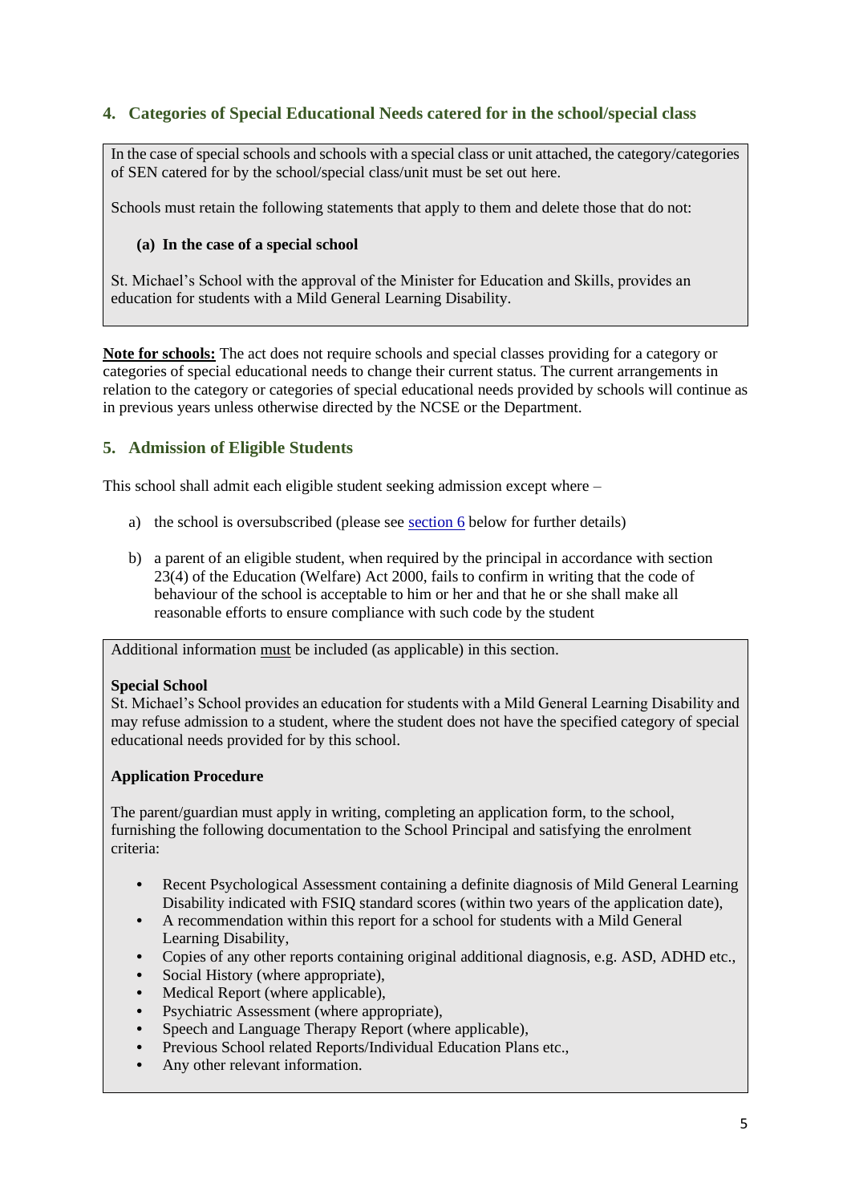## 4. Categories of Special Educational Needs catered for in the school/special class

In the case of special schools and schools with a special class or unit attached, the category/categories of SEN catered for by the school/special class/unit must be set out here.

Schools must retain the following statements that apply to them and delete those that do not:

**(a) In the case of a special school**

St. Michael's School with the approval of the Minister for Education and Skills, provides an education for students with a Mild General Learning Disability.

**Note for schools:** The act does not require schools and special classes providing for a category or categories of special educational needs to change their current status. The current arrangements in relation to the category or categories of special educational needs provided by schools will continue as in previous years unless otherwise directed by the NCSE or the Department.

## 5. Admission of Eligible Students

This school shall admit each eligible student seeking admission except where –

a) the school is oversubscribed (please see section 6 below for further details)

b) a parent of an eligible student, when required by the principal in accordance with section 23(4) of the Education (Welfare) Act 2000, fails to confirm in writing that the code of behaviour of the school is acceptable to him or her and that he or she shall make all reasonable efforts to ensure compliance with such code by the student

Additional information must be included (as applicable) in this section.

**Special School**

St. Michael's School provides an education for students with a Mild General Learning Disability and may refuse admission to a student, where the student does not have the specified category of special educational needs provided for by this school.

**Application Procedure**

The parent/guardian must apply in writing, completing an application form, to the school, furnishing the following documentation to the School Principal and satisfying the enrolment criteria:

- Recent Psychological Assessment containing a definite diagnosis of Mild General Learning Disability indicated with FSIQ standard scores (within two years of the application date),
- A recommendation within this report for a school for students with a Mild General Learning Disability,
- Copies of any other reports containing original additional diagnosis, e.g. ASD, ADHD etc.,
- Social History (where appropriate),
- Medical Report (where applicable),
- Psychiatric Assessment (where appropriate),
- Speech and Language Therapy Report (where applicable),
- Previous School related Reports/Individual Education Plans etc.,
- Any other relevant information.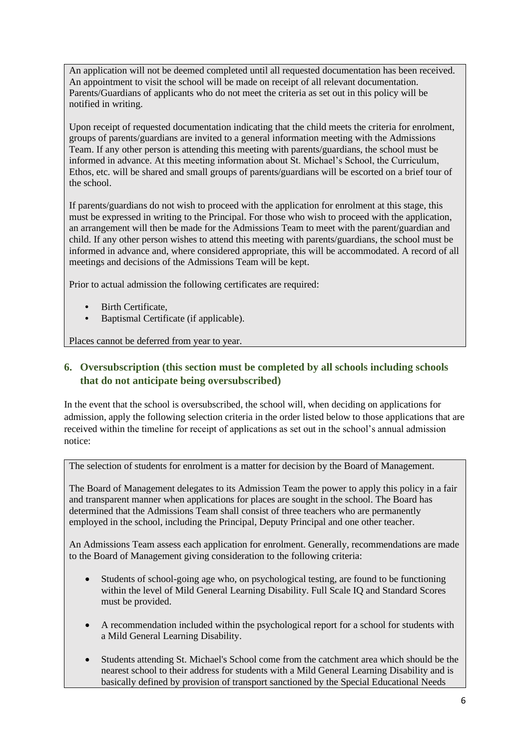An application will not be deemed completed until all requested documentation has been received. An appointment to visit the school will be made on receipt of all relevant documentation. Parents/Guardians of applicants who do not meet the criteria as set out in this policy will be notified in writing.

Upon receipt of requested documentation indicating that the child meets the criteria for enrolment, groups of parents/guardians are invited to a general information meeting with the Admissions Team. If any other person is attending this meeting with parents/guardians, the school must be informed in advance. At this meeting information about St. Michael's School, the Curriculum, Ethos, etc. will be shared and small groups of parents/guardians will be escorted on a brief tour of the school.

If parents/guardians do not wish to proceed with the application for enrolment at this stage, this must be expressed in writing to the Principal. For those who wish to proceed with the application, an arrangement will then be made for the Admissions Team to meet with the parent/guardian and child. If any other person wishes to attend this meeting with parents/guardians, the school must be informed in advance and, where considered appropriate, this will be accommodated. A record of all meetings and decisions of the Admissions Team will be kept.

Prior to actual admission the following certificates are required:

- Birth Certificate,
- Baptismal Certificate (if applicable).

Places cannot be deferred from year to year.

## 6. Oversubscription (this section must be completed by all schools including schools that do not anticipate being oversubscribed)

In the event that the school is oversubscribed, the school will, when deciding on applications for admission, apply the following selection criteria in the order listed below to those applications that are received within the timeline for receipt of applications as set out in the school's annual admission notice:

The selection of students for enrolment is a matter for decision by the Board of Management.

The Board of Management delegates to its Admission Team the power to apply this policy in a fair and transparent manner when applications for places are sought in the school. The Board has determined that the Admissions Team shall consist of three teachers who are permanently employed in the school, including the Principal, Deputy Principal and one other teacher.

An Admissions Team assess each application for enrolment. Generally, recommendations are made to the Board of Management giving consideration to the following criteria:

- Students of school-going age who, on psychological testing, are found to be functioning within the level of Mild General Learning Disability. Full Scale IQ and Standard Scores must be provided.

- A recommendation included within the psychological report for a school for students with a Mild General Learning Disability.

- Students attending St. Michael's School come from the catchment area which should be the nearest school to their address for students with a Mild General Learning Disability and is basically defined by provision of transport sanctioned by the Special Educational Needs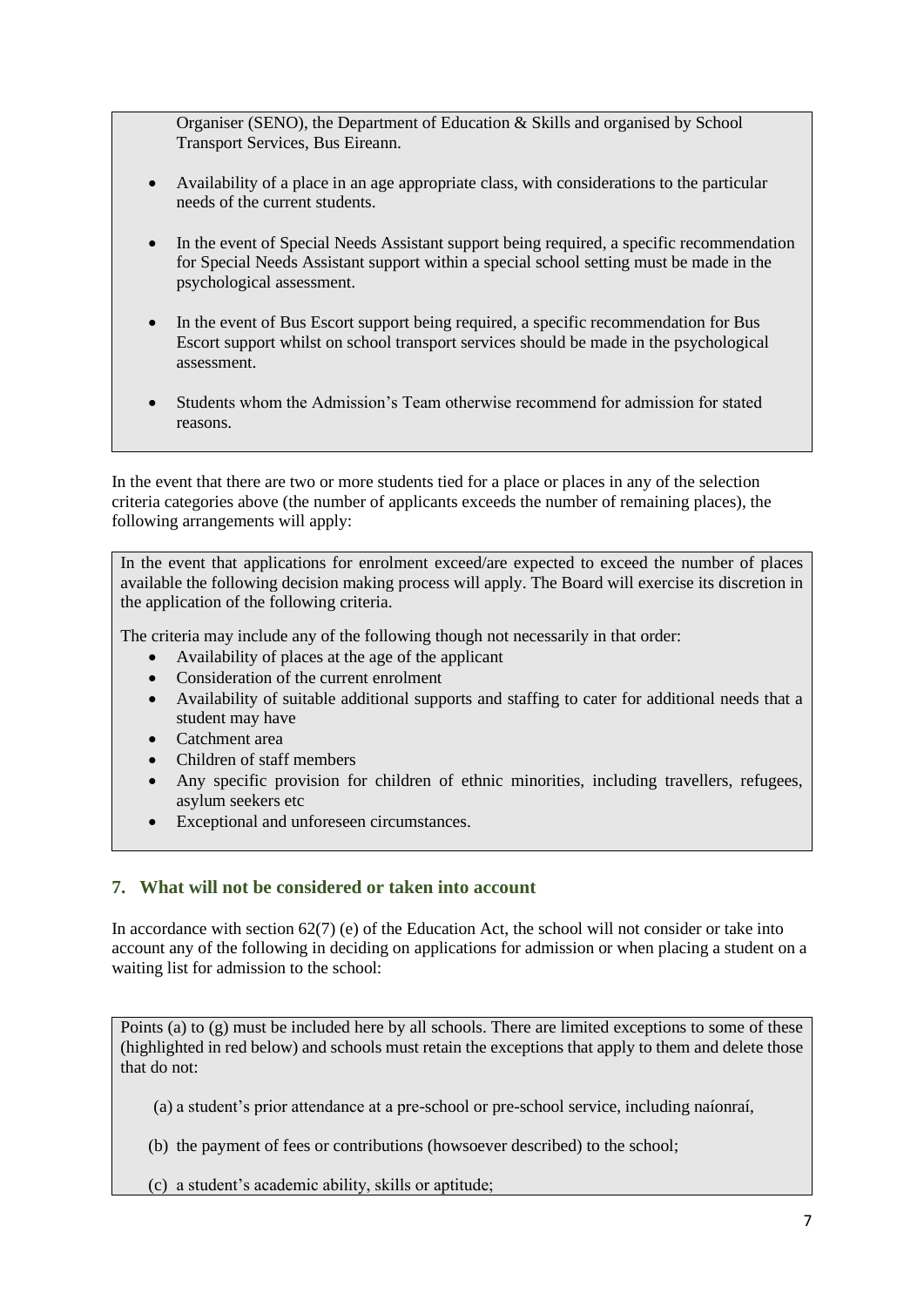Organiser (SENO), the Department of Education & Skills and organised by School Transport Services, Bus Eireann.

- Availability of a place in an age appropriate class, with considerations to the particular needs of the current students.
- In the event of Special Needs Assistant support being required, a specific recommendation for Special Needs Assistant support within a special school setting must be made in the psychological assessment.
- In the event of Bus Escort support being required, a specific recommendation for Bus Escort support whilst on school transport services should be made in the psychological assessment.
- Students whom the Admission's Team otherwise recommend for admission for stated reasons.

In the event that there are two or more students tied for a place or places in any of the selection criteria categories above (the number of applicants exceeds the number of remaining places), the following arrangements will apply:

In the event that applications for enrolment exceed/are expected to exceed the number of places available the following decision making process will apply. The Board will exercise its discretion in the application of the following criteria.

The criteria may include any of the following though not necessarily in that order:

- Availability of places at the age of the applicant
- Consideration of the current enrolment
- Availability of suitable additional supports and staffing to cater for additional needs that a student may have
- Catchment area
- Children of staff members
- Any specific provision for children of ethnic minorities, including travellers, refugees, asylum seekers etc
- Exceptional and unforeseen circumstances.

## 7. What will not be considered or taken into account

In accordance with section 62(7) (e) of the Education Act, the school will not consider or take into account any of the following in deciding on applications for admission or when placing a student on a waiting list for admission to the school:

Points (a) to (g) must be included here by all schools. There are limited exceptions to some of these (highlighted in red below) and schools must retain the exceptions that apply to them and delete those that do not:

(a) a student's prior attendance at a pre-school or pre-school service, including naíonraí,

(b) the payment of fees or contributions (howsoever described) to the school;

(c) a student's academic ability, skills or aptitude;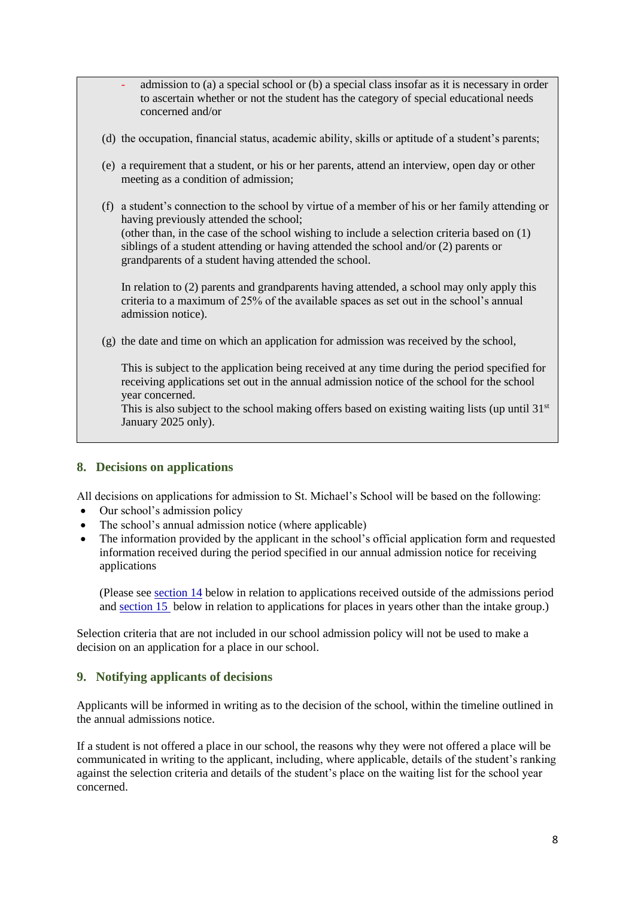- admission to (a) a special school or (b) a special class insofar as it is necessary in order to ascertain whether or not the student has the category of special educational needs concerned and/or

(d) the occupation, financial status, academic ability, skills or aptitude of a student's parents;

(e) a requirement that a student, or his or her parents, attend an interview, open day or other meeting as a condition of admission;

(f) a student's connection to the school by virtue of a member of his or her family attending or having previously attended the school;
(other than, in the case of the school wishing to include a selection criteria based on (1) siblings of a student attending or having attended the school and/or (2) parents or grandparents of a student having attended the school.

In relation to (2) parents and grandparents having attended, a school may only apply this criteria to a maximum of 25% of the available spaces as set out in the school's annual admission notice).

(g) the date and time on which an application for admission was received by the school,

This is subject to the application being received at any time during the period specified for receiving applications set out in the annual admission notice of the school for the school year concerned.
This is also subject to the school making offers based on existing waiting lists (up until 31st January 2025 only).

## 8. Decisions on applications

All decisions on applications for admission to St. Michael's School will be based on the following:

- Our school's admission policy
- The school's annual admission notice (where applicable)
- The information provided by the applicant in the school's official application form and requested information received during the period specified in our annual admission notice for receiving applications

  (Please see section 14 below in relation to applications received outside of the admissions period and section 15 below in relation to applications for places in years other than the intake group.)

Selection criteria that are not included in our school admission policy will not be used to make a decision on an application for a place in our school.

## 9. Notifying applicants of decisions

Applicants will be informed in writing as to the decision of the school, within the timeline outlined in the annual admissions notice.

If a student is not offered a place in our school, the reasons why they were not offered a place will be communicated in writing to the applicant, including, where applicable, details of the student's ranking against the selection criteria and details of the student's place on the waiting list for the school year concerned.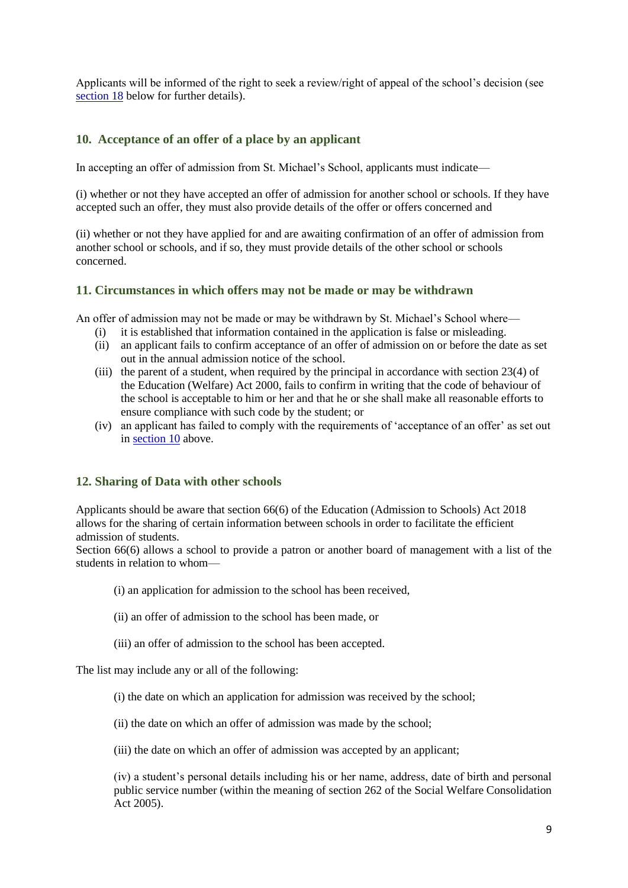Applicants will be informed of the right to seek a review/right of appeal of the school's decision (see section 18 below for further details).

## 10. Acceptance of an offer of a place by an applicant

In accepting an offer of admission from St. Michael's School, applicants must indicate—

(i) whether or not they have accepted an offer of admission for another school or schools. If they have accepted such an offer, they must also provide details of the offer or offers concerned and

(ii) whether or not they have applied for and are awaiting confirmation of an offer of admission from another school or schools, and if so, they must provide details of the other school or schools concerned.

## 11. Circumstances in which offers may not be made or may be withdrawn

An offer of admission may not be made or may be withdrawn by St. Michael's School where—

- (i) it is established that information contained in the application is false or misleading.
- (ii) an applicant fails to confirm acceptance of an offer of admission on or before the date as set out in the annual admission notice of the school.
- (iii) the parent of a student, when required by the principal in accordance with section 23(4) of the Education (Welfare) Act 2000, fails to confirm in writing that the code of behaviour of the school is acceptable to him or her and that he or she shall make all reasonable efforts to ensure compliance with such code by the student; or
- (iv) an applicant has failed to comply with the requirements of 'acceptance of an offer' as set out in section 10 above.

## 12. Sharing of Data with other schools

Applicants should be aware that section 66(6) of the Education (Admission to Schools) Act 2018 allows for the sharing of certain information between schools in order to facilitate the efficient admission of students.

Section 66(6) allows a school to provide a patron or another board of management with a list of the students in relation to whom—

(i) an application for admission to the school has been received,

(ii) an offer of admission to the school has been made, or

(iii) an offer of admission to the school has been accepted.

The list may include any or all of the following:

(i) the date on which an application for admission was received by the school;

(ii) the date on which an offer of admission was made by the school;

(iii) the date on which an offer of admission was accepted by an applicant;

(iv) a student's personal details including his or her name, address, date of birth and personal public service number (within the meaning of section 262 of the Social Welfare Consolidation Act 2005).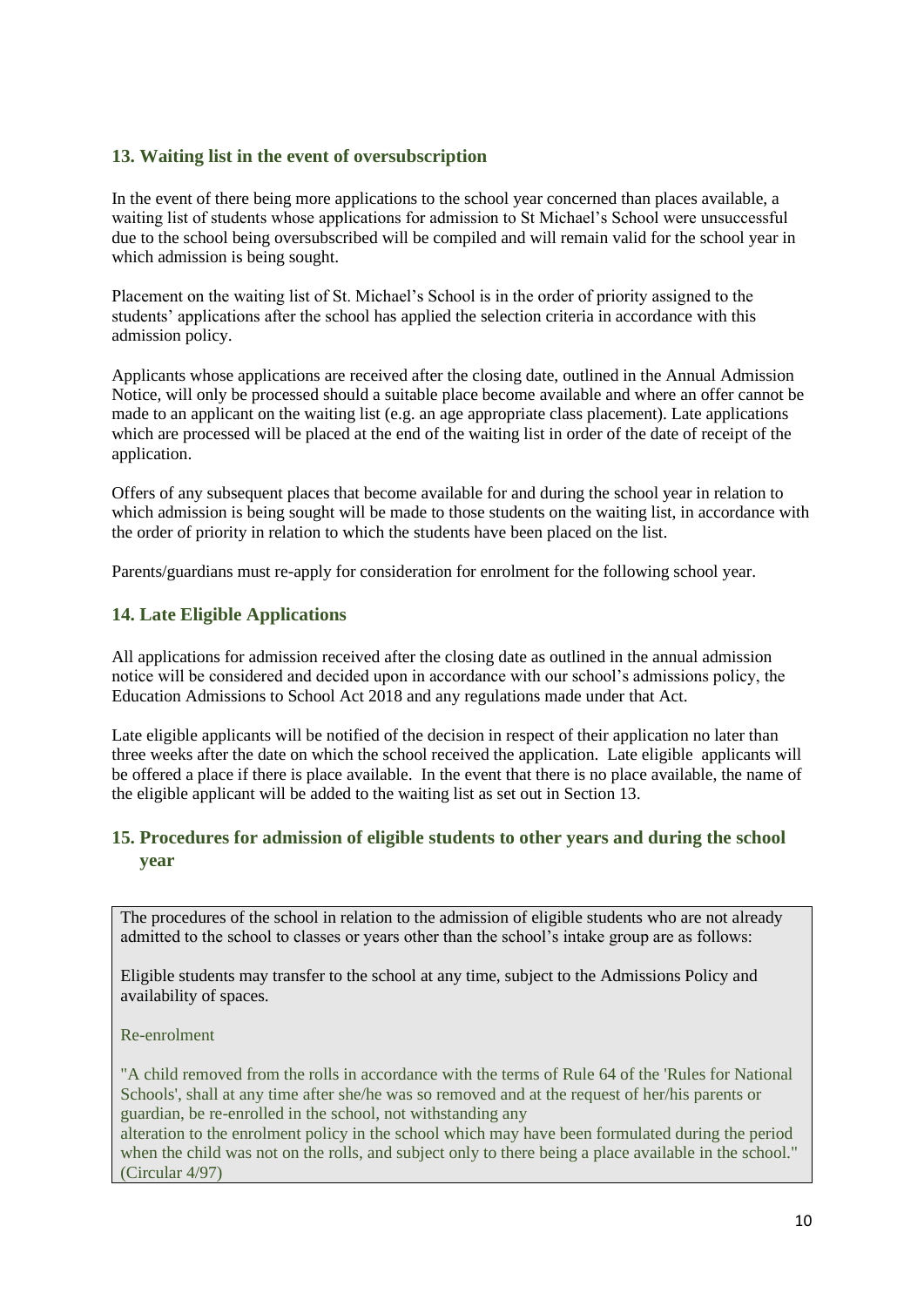## 13. Waiting list in the event of oversubscription

In the event of there being more applications to the school year concerned than places available, a waiting list of students whose applications for admission to St Michael's School were unsuccessful due to the school being oversubscribed will be compiled and will remain valid for the school year in which admission is being sought.

Placement on the waiting list of St. Michael's School is in the order of priority assigned to the students' applications after the school has applied the selection criteria in accordance with this admission policy.

Applicants whose applications are received after the closing date, outlined in the Annual Admission Notice, will only be processed should a suitable place become available and where an offer cannot be made to an applicant on the waiting list (e.g. an age appropriate class placement). Late applications which are processed will be placed at the end of the waiting list in order of the date of receipt of the application.

Offers of any subsequent places that become available for and during the school year in relation to which admission is being sought will be made to those students on the waiting list, in accordance with the order of priority in relation to which the students have been placed on the list.

Parents/guardians must re-apply for consideration for enrolment for the following school year.

## 14. Late Eligible Applications

All applications for admission received after the closing date as outlined in the annual admission notice will be considered and decided upon in accordance with our school's admissions policy, the Education Admissions to School Act 2018 and any regulations made under that Act.

Late eligible applicants will be notified of the decision in respect of their application no later than three weeks after the date on which the school received the application. Late eligible applicants will be offered a place if there is place available. In the event that there is no place available, the name of the eligible applicant will be added to the waiting list as set out in Section 13.

## 15. Procedures for admission of eligible students to other years and during the school year

The procedures of the school in relation to the admission of eligible students who are not already admitted to the school to classes or years other than the school's intake group are as follows:

Eligible students may transfer to the school at any time, subject to the Admissions Policy and availability of spaces.

Re-enrolment

"A child removed from the rolls in accordance with the terms of Rule 64 of the 'Rules for National Schools', shall at any time after she/he was so removed and at the request of her/his parents or guardian, be re-enrolled in the school, not withstanding any alteration to the enrolment policy in the school which may have been formulated during the period when the child was not on the rolls, and subject only to there being a place available in the school." (Circular 4/97)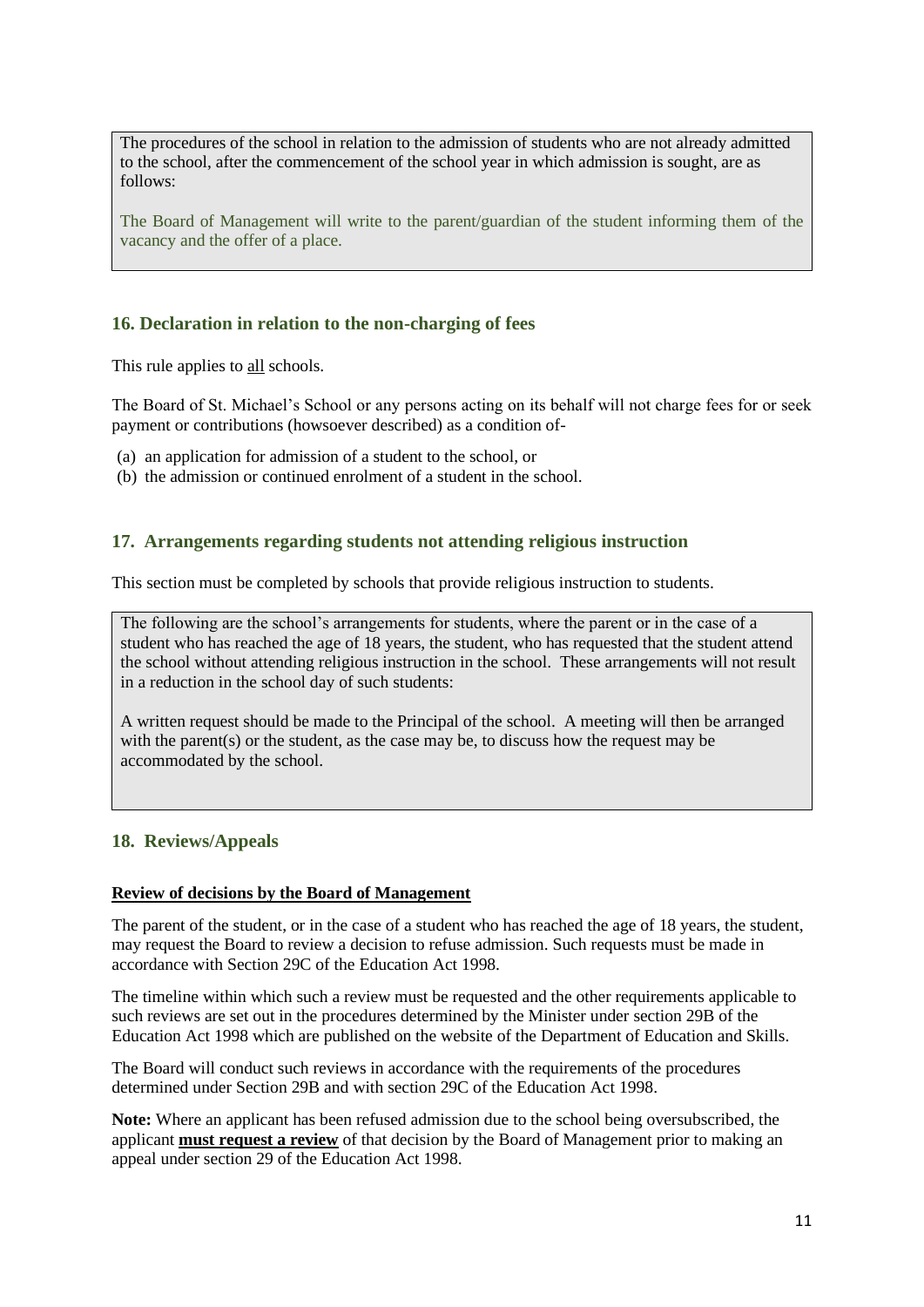The procedures of the school in relation to the admission of students who are not already admitted to the school, after the commencement of the school year in which admission is sought, are as follows:

The Board of Management will write to the parent/guardian of the student informing them of the vacancy and the offer of a place.

## 16. Declaration in relation to the non-charging of fees

This rule applies to all schools.

The Board of St. Michael's School or any persons acting on its behalf will not charge fees for or seek payment or contributions (howsoever described) as a condition of-

(a) an application for admission of a student to the school, or
(b) the admission or continued enrolment of a student in the school.

## 17. Arrangements regarding students not attending religious instruction

This section must be completed by schools that provide religious instruction to students.

The following are the school's arrangements for students, where the parent or in the case of a student who has reached the age of 18 years, the student, who has requested that the student attend the school without attending religious instruction in the school. These arrangements will not result in a reduction in the school day of such students:

A written request should be made to the Principal of the school. A meeting will then be arranged with the parent(s) or the student, as the case may be, to discuss how the request may be accommodated by the school.

## 18. Reviews/Appeals

**Review of decisions by the Board of Management**

The parent of the student, or in the case of a student who has reached the age of 18 years, the student, may request the Board to review a decision to refuse admission. Such requests must be made in accordance with Section 29C of the Education Act 1998.

The timeline within which such a review must be requested and the other requirements applicable to such reviews are set out in the procedures determined by the Minister under section 29B of the Education Act 1998 which are published on the website of the Department of Education and Skills.

The Board will conduct such reviews in accordance with the requirements of the procedures determined under Section 29B and with section 29C of the Education Act 1998.

**Note:** Where an applicant has been refused admission due to the school being oversubscribed, the applicant **must request a review** of that decision by the Board of Management prior to making an appeal under section 29 of the Education Act 1998.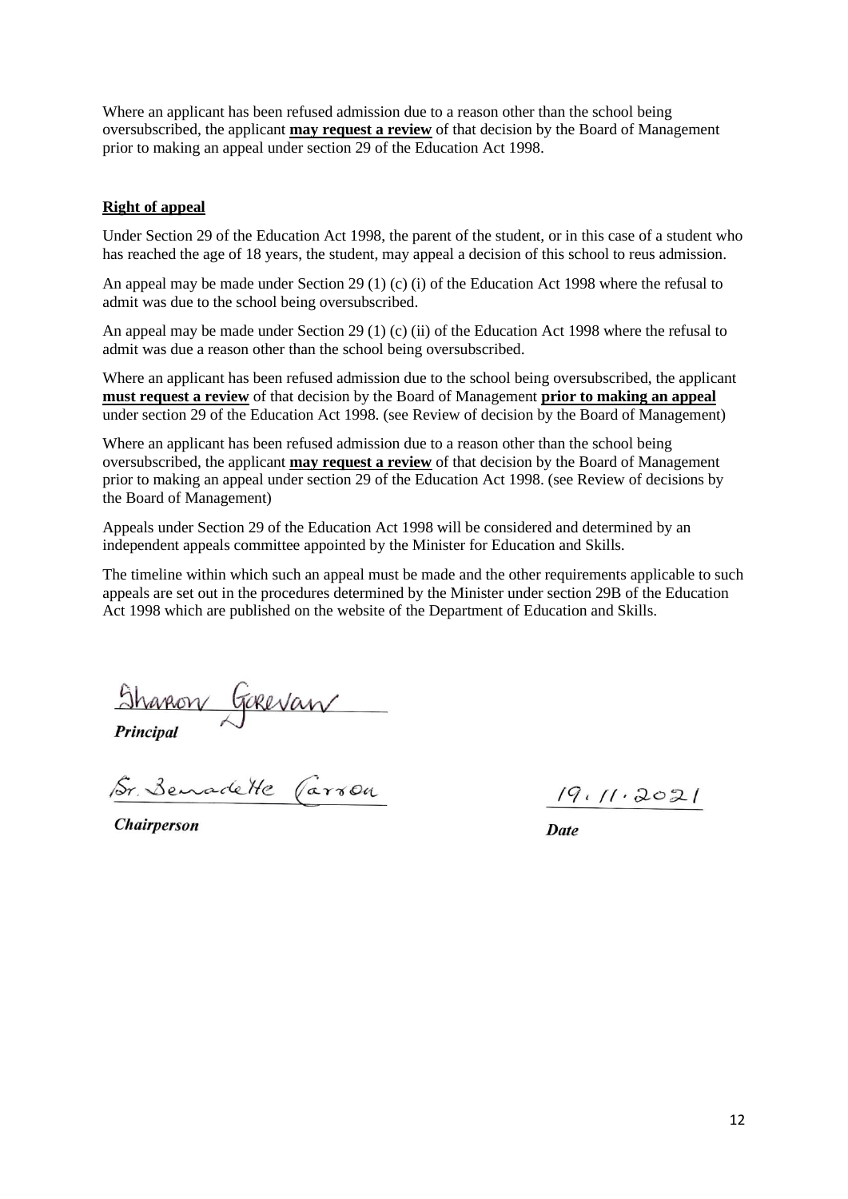Where an applicant has been refused admission due to a reason other than the school being oversubscribed, the applicant **may request a review** of that decision by the Board of Management prior to making an appeal under section 29 of the Education Act 1998.

**Right of appeal**

Under Section 29 of the Education Act 1998, the parent of the student, or in this case of a student who has reached the age of 18 years, the student, may appeal a decision of this school to reus admission.

An appeal may be made under Section 29 (1) (c) (i) of the Education Act 1998 where the refusal to admit was due to the school being oversubscribed.

An appeal may be made under Section 29 (1) (c) (ii) of the Education Act 1998 where the refusal to admit was due a reason other than the school being oversubscribed.

Where an applicant has been refused admission due to the school being oversubscribed, the applicant **must request a review** of that decision by the Board of Management **prior to making an appeal** under section 29 of the Education Act 1998. (see Review of decision by the Board of Management)

Where an applicant has been refused admission due to a reason other than the school being oversubscribed, the applicant **may request a review** of that decision by the Board of Management prior to making an appeal under section 29 of the Education Act 1998. (see Review of decisions by the Board of Management)

Appeals under Section 29 of the Education Act 1998 will be considered and determined by an independent appeals committee appointed by the Minister for Education and Skills.

The timeline within which such an appeal must be made and the other requirements applicable to such appeals are set out in the procedures determined by the Minister under section 29B of the Education Act 1998 which are published on the website of the Department of Education and Skills.

Sharon Gorevan

***Principal***

Sr. Bernadette Carron

***Chairperson***

19.11.2021

***Date***